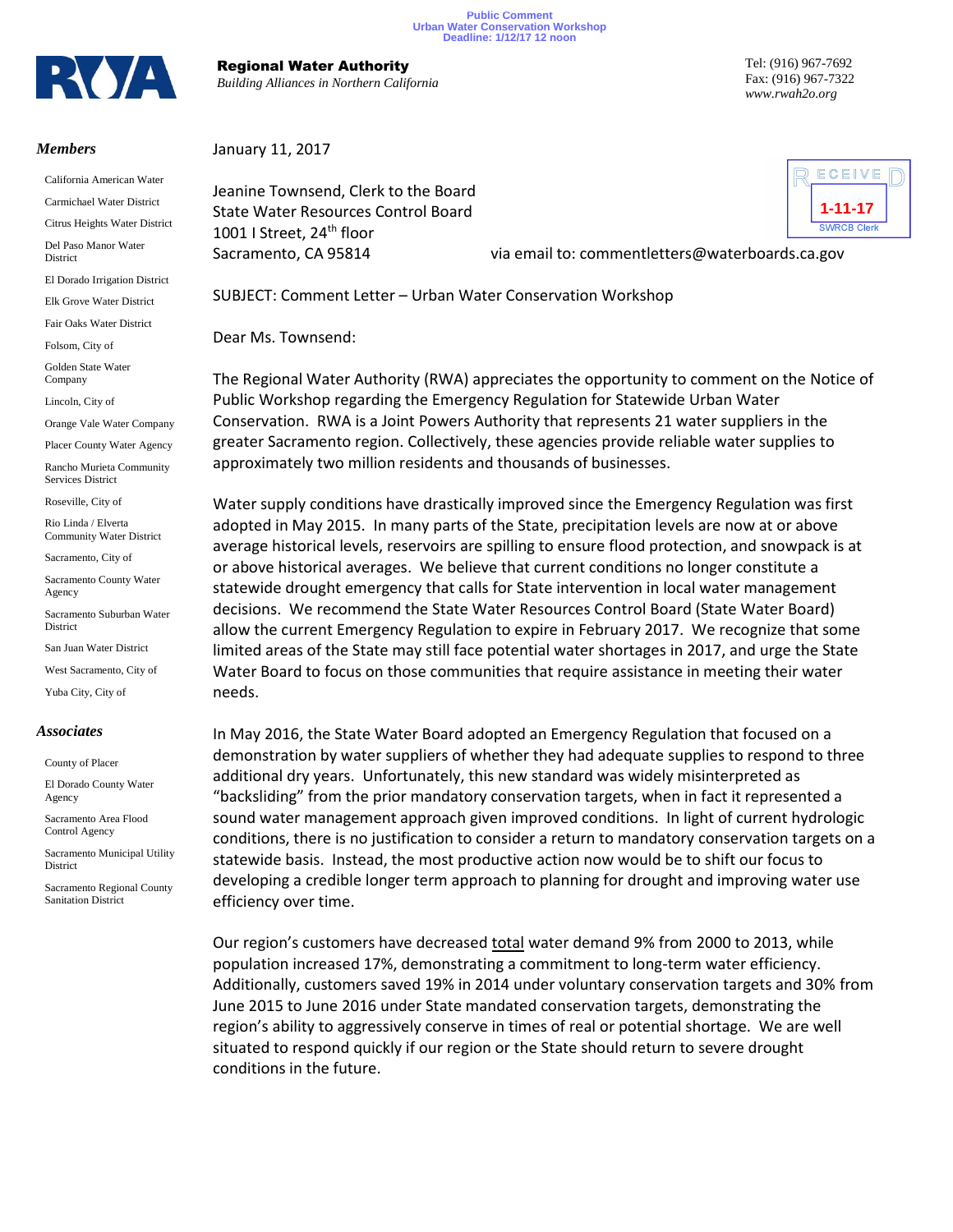Public Comment
Urban Water Conservation Workshop
Deadline: 1/12/17 12 noon

RWA

**Regional Water Authority**
*Building Alliances in Northern California*

Tel: (916) 967-7692
Fax: (916) 967-7322
*www.rwah2o.org*

***Members***

California American Water
Carmichael Water District
Citrus Heights Water District
Del Paso Manor Water District
El Dorado Irrigation District
Elk Grove Water District
Fair Oaks Water District
Folsom, City of
Golden State Water Company
Lincoln, City of
Orange Vale Water Company
Placer County Water Agency
Rancho Murieta Community Services District
Roseville, City of
Rio Linda / Elverta Community Water District
Sacramento, City of
Sacramento County Water Agency
Sacramento Suburban Water District
San Juan Water District
West Sacramento, City of
Yuba City, City of

***Associates***

County of Placer
El Dorado County Water Agency
Sacramento Area Flood Control Agency
Sacramento Municipal Utility District
Sacramento Regional County Sanitation District

January 11, 2017

RECEIVED
1-11-17
SWRCB Clerk

Jeanine Townsend, Clerk to the Board
State Water Resources Control Board
1001 I Street, 24th floor
Sacramento, CA 95814 via email to: commentletters@waterboards.ca.gov

SUBJECT: Comment Letter – Urban Water Conservation Workshop

Dear Ms. Townsend:

The Regional Water Authority (RWA) appreciates the opportunity to comment on the Notice of Public Workshop regarding the Emergency Regulation for Statewide Urban Water Conservation. RWA is a Joint Powers Authority that represents 21 water suppliers in the greater Sacramento region. Collectively, these agencies provide reliable water supplies to approximately two million residents and thousands of businesses.

Water supply conditions have drastically improved since the Emergency Regulation was first adopted in May 2015. In many parts of the State, precipitation levels are now at or above average historical levels, reservoirs are spilling to ensure flood protection, and snowpack is at or above historical averages. We believe that current conditions no longer constitute a statewide drought emergency that calls for State intervention in local water management decisions. We recommend the State Water Resources Control Board (State Water Board) allow the current Emergency Regulation to expire in February 2017. We recognize that some limited areas of the State may still face potential water shortages in 2017, and urge the State Water Board to focus on those communities that require assistance in meeting their water needs.

In May 2016, the State Water Board adopted an Emergency Regulation that focused on a demonstration by water suppliers of whether they had adequate supplies to respond to three additional dry years. Unfortunately, this new standard was widely misinterpreted as "backsliding" from the prior mandatory conservation targets, when in fact it represented a sound water management approach given improved conditions. In light of current hydrologic conditions, there is no justification to consider a return to mandatory conservation targets on a statewide basis. Instead, the most productive action now would be to shift our focus to developing a credible longer term approach to planning for drought and improving water use efficiency over time.

Our region's customers have decreased total water demand 9% from 2000 to 2013, while population increased 17%, demonstrating a commitment to long-term water efficiency. Additionally, customers saved 19% in 2014 under voluntary conservation targets and 30% from June 2015 to June 2016 under State mandated conservation targets, demonstrating the region's ability to aggressively conserve in times of real or potential shortage. We are well situated to respond quickly if our region or the State should return to severe drought conditions in the future.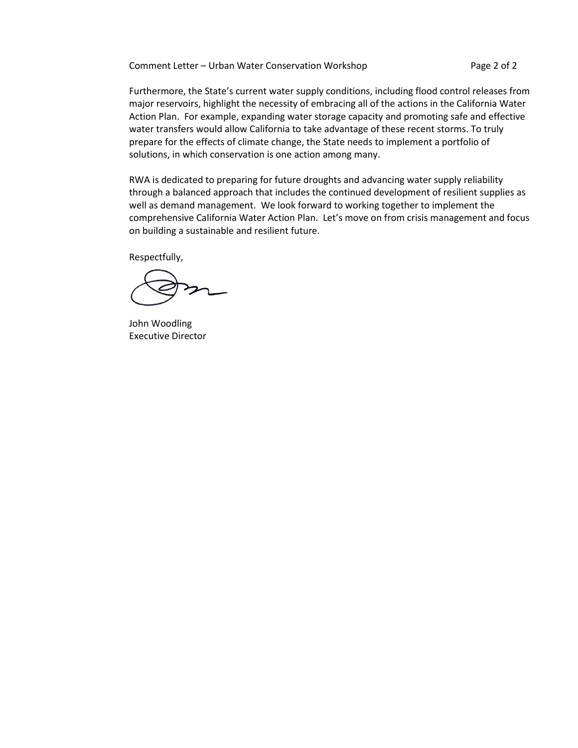Furthermore, the State's current water supply conditions, including flood control releases from major reservoirs, highlight the necessity of embracing all of the actions in the California Water Action Plan. For example, expanding water storage capacity and promoting safe and effective water transfers would allow California to take advantage of these recent storms. To truly prepare for the effects of climate change, the State needs to implement a portfolio of solutions, in which conservation is one action among many.

RWA is dedicated to preparing for future droughts and advancing water supply reliability through a balanced approach that includes the continued development of resilient supplies as well as demand management. We look forward to working together to implement the comprehensive California Water Action Plan. Let's move on from crisis management and focus on building a sustainable and resilient future.

Respectfully,

John Woodling
Executive Director